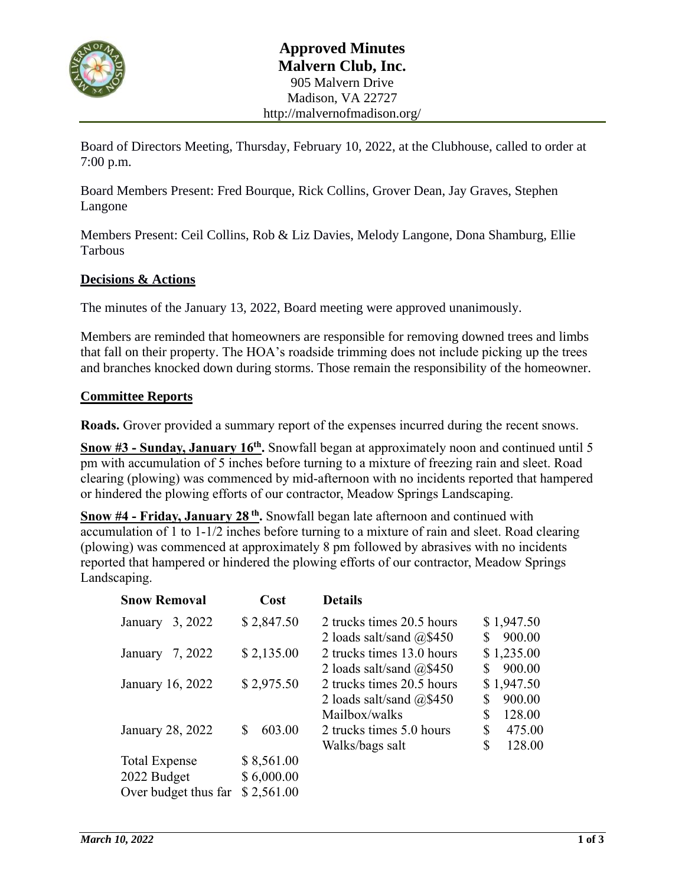# Approved Minutes
## Malvern Club, Inc.

905 Malvern Drive
Madison, VA 22727
http://malvernofmadison.org/

Board of Directors Meeting, Thursday, February 10, 2022, at the Clubhouse, called to order at 7:00 p.m.

Board Members Present: Fred Bourque, Rick Collins, Grover Dean, Jay Graves, Stephen Langone

Members Present: Ceil Collins, Rob & Liz Davies, Melody Langone, Dona Shamburg, Ellie Tarbous

### Decisions & Actions

The minutes of the January 13, 2022, Board meeting were approved unanimously.

Members are reminded that homeowners are responsible for removing downed trees and limbs that fall on their property. The HOA's roadside trimming does not include picking up the trees and branches knocked down during storms. Those remain the responsibility of the homeowner.

### Committee Reports

**Roads.** Grover provided a summary report of the expenses incurred during the recent snows.

**Snow #3 - Sunday, January 16th.** Snowfall began at approximately noon and continued until 5 pm with accumulation of 5 inches before turning to a mixture of freezing rain and sleet. Road clearing (plowing) was commenced by mid-afternoon with no incidents reported that hampered or hindered the plowing efforts of our contractor, Meadow Springs Landscaping.

**Snow #4 - Friday, January 28th.** Snowfall began late afternoon and continued with accumulation of 1 to 1-1/2 inches before turning to a mixture of rain and sleet. Road clearing (plowing) was commenced at approximately 8 pm followed by abrasives with no incidents reported that hampered or hindered the plowing efforts of our contractor, Meadow Springs Landscaping.

| Snow Removal | Cost | Details | |
|---|---|---|---|
| January 3, 2022 | $ 2,847.50 | 2 trucks times 20.5 hours | $ 1,947.50 |
| | | 2 loads salt/sand @$450 | $ 900.00 |
| January 7, 2022 | $ 2,135.00 | 2 trucks times 13.0 hours | $ 1,235.00 |
| | | 2 loads salt/sand @$450 | $ 900.00 |
| January 16, 2022 | $ 2,975.50 | 2 trucks times 20.5 hours | $ 1,947.50 |
| | | 2 loads salt/sand @$450 | $ 900.00 |
| | | Mailbox/walks | $ 128.00 |
| January 28, 2022 | $ 603.00 | 2 trucks times 5.0 hours | $ 475.00 |
| | | Walks/bags salt | $ 128.00 |
| Total Expense | $ 8,561.00 | | |
| 2022 Budget | $ 6,000.00 | | |
| Over budget thus far | $ 2,561.00 | | |

*March 10, 2022*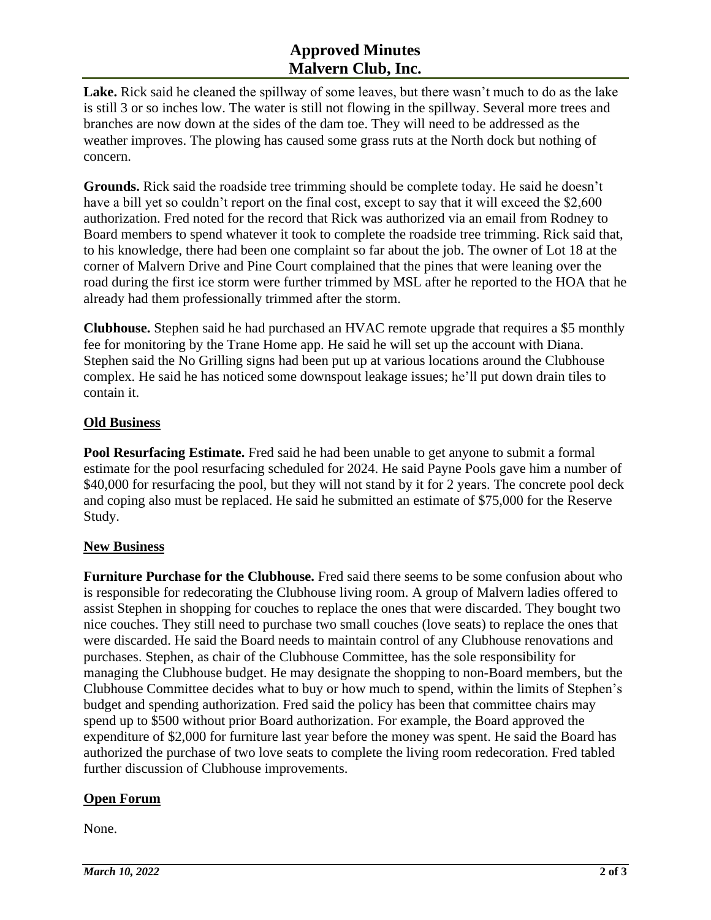**Lake.** Rick said he cleaned the spillway of some leaves, but there wasn't much to do as the lake is still 3 or so inches low. The water is still not flowing in the spillway. Several more trees and branches are now down at the sides of the dam toe. They will need to be addressed as the weather improves. The plowing has caused some grass ruts at the North dock but nothing of concern.

**Grounds.** Rick said the roadside tree trimming should be complete today. He said he doesn't have a bill yet so couldn't report on the final cost, except to say that it will exceed the $2,600 authorization. Fred noted for the record that Rick was authorized via an email from Rodney to Board members to spend whatever it took to complete the roadside tree trimming. Rick said that, to his knowledge, there had been one complaint so far about the job. The owner of Lot 18 at the corner of Malvern Drive and Pine Court complained that the pines that were leaning over the road during the first ice storm were further trimmed by MSL after he reported to the HOA that he already had them professionally trimmed after the storm.

**Clubhouse.** Stephen said he had purchased an HVAC remote upgrade that requires a $5 monthly fee for monitoring by the Trane Home app. He said he will set up the account with Diana. Stephen said the No Grilling signs had been put up at various locations around the Clubhouse complex. He said he has noticed some downspout leakage issues; he'll put down drain tiles to contain it.

## Old Business

**Pool Resurfacing Estimate.** Fred said he had been unable to get anyone to submit a formal estimate for the pool resurfacing scheduled for 2024. He said Payne Pools gave him a number of $40,000 for resurfacing the pool, but they will not stand by it for 2 years. The concrete pool deck and coping also must be replaced. He said he submitted an estimate of $75,000 for the Reserve Study.

## New Business

**Furniture Purchase for the Clubhouse.** Fred said there seems to be some confusion about who is responsible for redecorating the Clubhouse living room. A group of Malvern ladies offered to assist Stephen in shopping for couches to replace the ones that were discarded. They bought two nice couches. They still need to purchase two small couches (love seats) to replace the ones that were discarded. He said the Board needs to maintain control of any Clubhouse renovations and purchases. Stephen, as chair of the Clubhouse Committee, has the sole responsibility for managing the Clubhouse budget. He may designate the shopping to non-Board members, but the Clubhouse Committee decides what to buy or how much to spend, within the limits of Stephen's budget and spending authorization. Fred said the policy has been that committee chairs may spend up to $500 without prior Board authorization. For example, the Board approved the expenditure of $2,000 for furniture last year before the money was spent. He said the Board has authorized the purchase of two love seats to complete the living room redecoration. Fred tabled further discussion of Clubhouse improvements.

## Open Forum

None.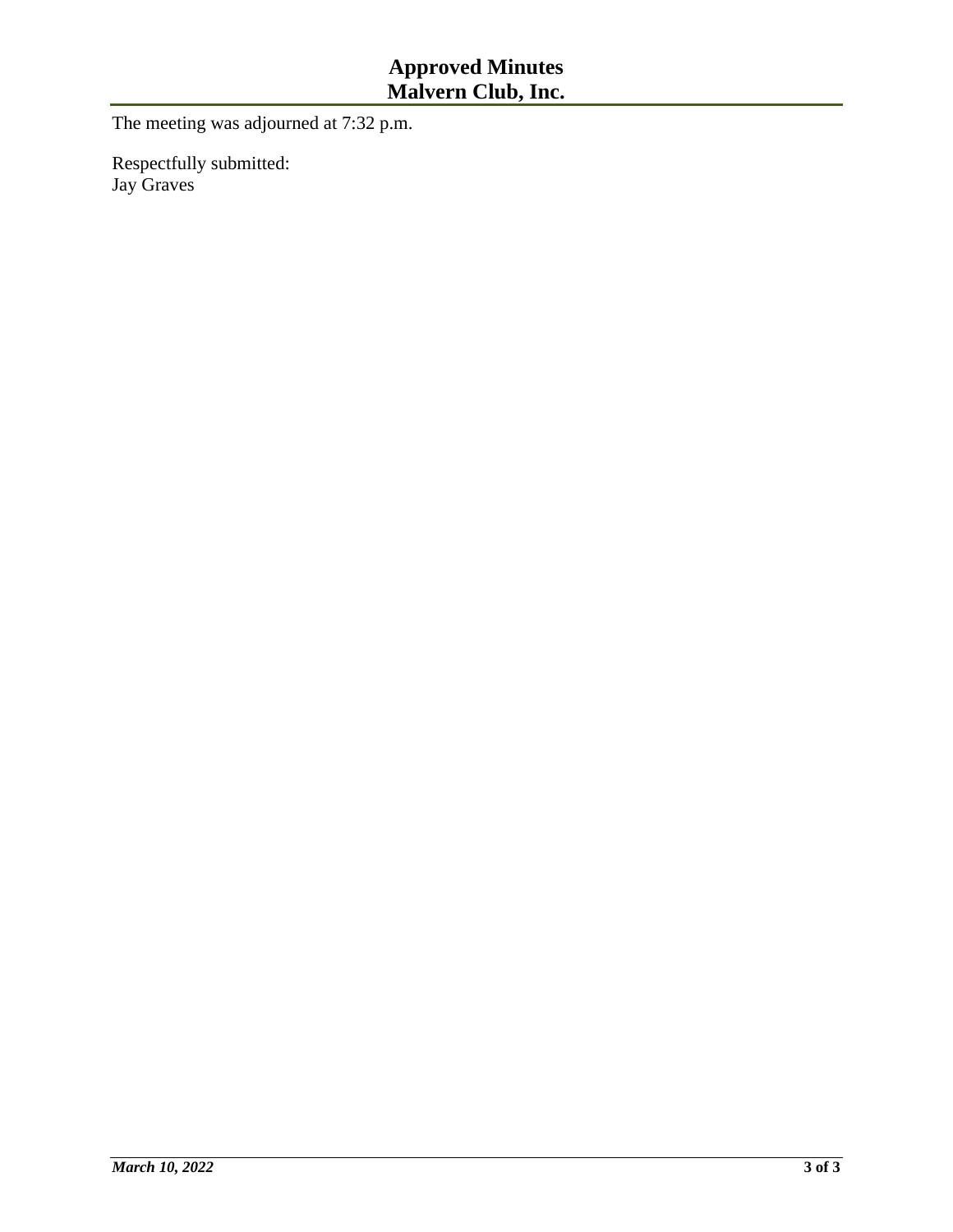The meeting was adjourned at 7:32 p.m.

Respectfully submitted:
Jay Graves